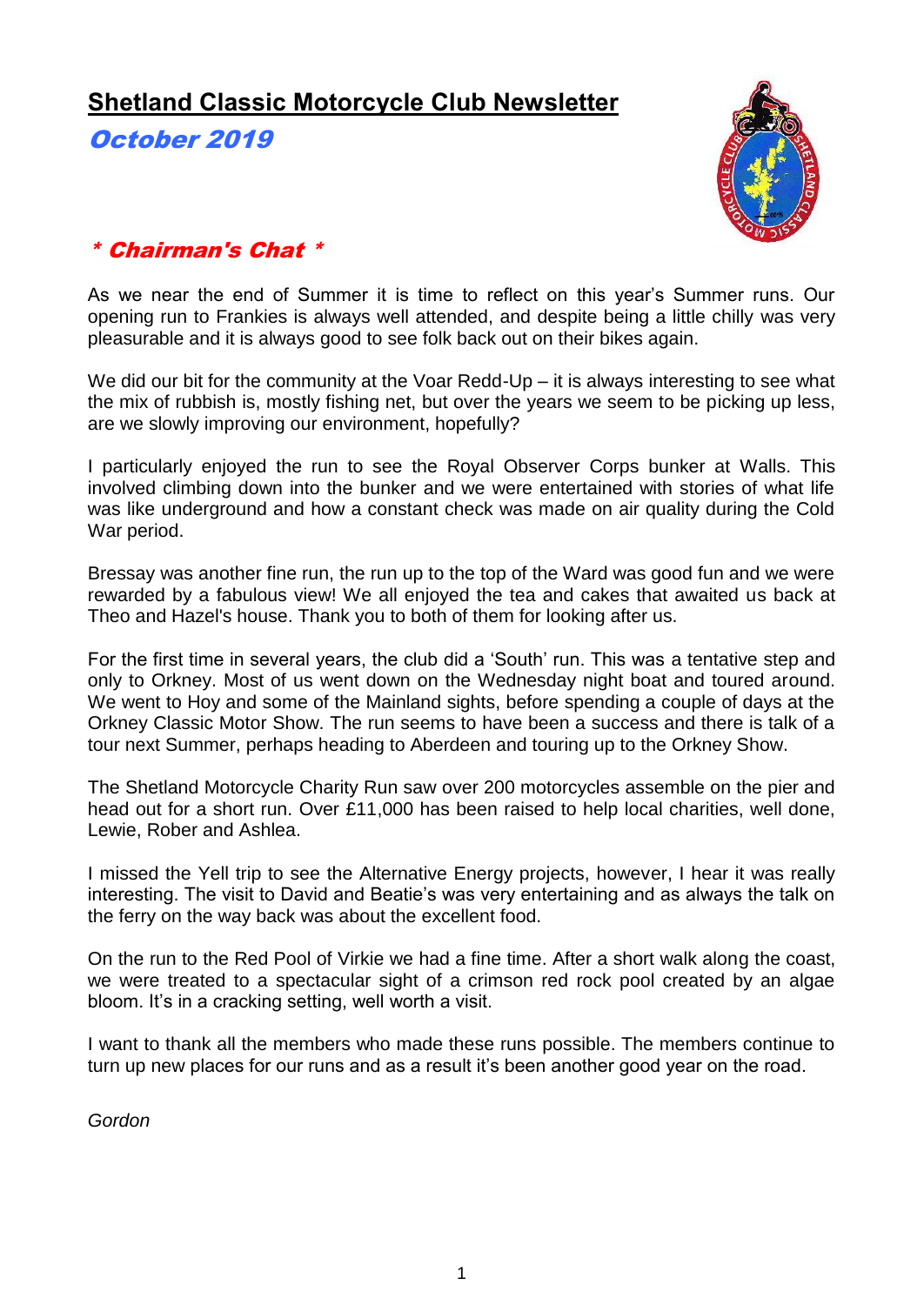# Shetland Classic Motorcycle Club Newsletter

***October 2019***

## *\* Chairman's Chat \**

As we near the end of Summer it is time to reflect on this year's Summer runs. Our opening run to Frankies is always well attended, and despite being a little chilly was very pleasurable and it is always good to see folk back out on their bikes again.

We did our bit for the community at the Voar Redd-Up – it is always interesting to see what the mix of rubbish is, mostly fishing net, but over the years we seem to be picking up less, are we slowly improving our environment, hopefully?

I particularly enjoyed the run to see the Royal Observer Corps bunker at Walls. This involved climbing down into the bunker and we were entertained with stories of what life was like underground and how a constant check was made on air quality during the Cold War period.

Bressay was another fine run, the run up to the top of the Ward was good fun and we were rewarded by a fabulous view! We all enjoyed the tea and cakes that awaited us back at Theo and Hazel's house. Thank you to both of them for looking after us.

For the first time in several years, the club did a 'South' run. This was a tentative step and only to Orkney. Most of us went down on the Wednesday night boat and toured around. We went to Hoy and some of the Mainland sights, before spending a couple of days at the Orkney Classic Motor Show. The run seems to have been a success and there is talk of a tour next Summer, perhaps heading to Aberdeen and touring up to the Orkney Show.

The Shetland Motorcycle Charity Run saw over 200 motorcycles assemble on the pier and head out for a short run. Over £11,000 has been raised to help local charities, well done, Lewie, Rober and Ashlea.

I missed the Yell trip to see the Alternative Energy projects, however, I hear it was really interesting. The visit to David and Beatie's was very entertaining and as always the talk on the ferry on the way back was about the excellent food.

On the run to the Red Pool of Virkie we had a fine time. After a short walk along the coast, we were treated to a spectacular sight of a crimson red rock pool created by an algae bloom. It's in a cracking setting, well worth a visit.

I want to thank all the members who made these runs possible. The members continue to turn up new places for our runs and as a result it's been another good year on the road.

*Gordon*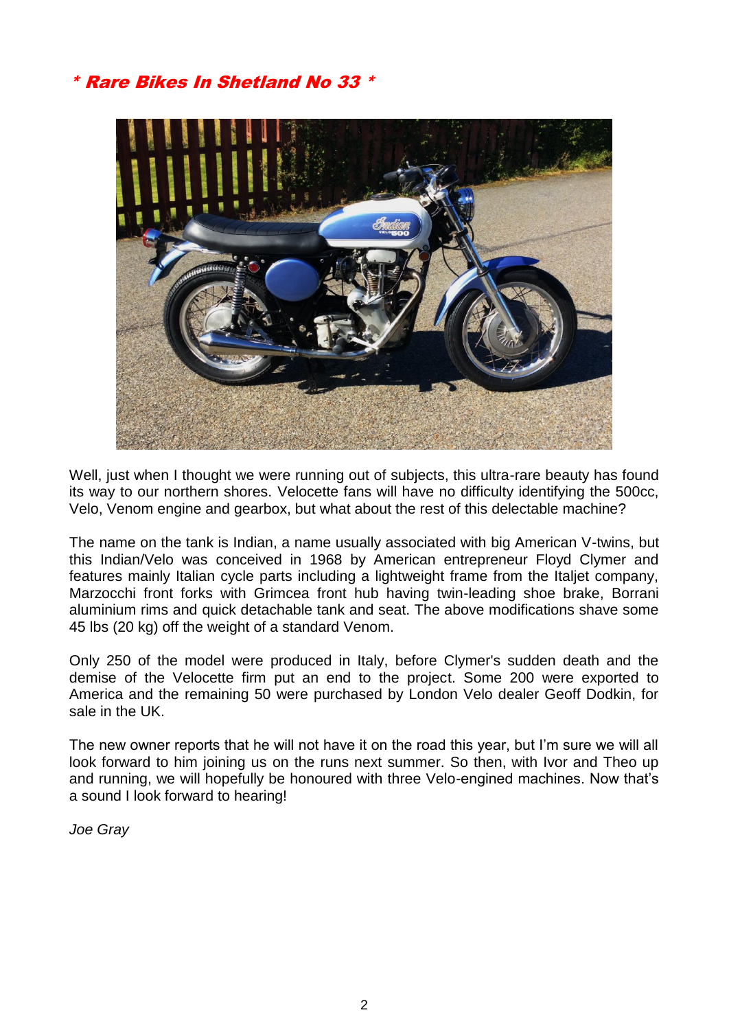## * Rare Bikes In Shetland No 33 *

Well, just when I thought we were running out of subjects, this ultra-rare beauty has found its way to our northern shores. Velocette fans will have no difficulty identifying the 500cc, Velo, Venom engine and gearbox, but what about the rest of this delectable machine?

The name on the tank is Indian, a name usually associated with big American V-twins, but this Indian/Velo was conceived in 1968 by American entrepreneur Floyd Clymer and features mainly Italian cycle parts including a lightweight frame from the Italjet company, Marzocchi front forks with Grimcea front hub having twin-leading shoe brake, Borrani aluminium rims and quick detachable tank and seat. The above modifications shave some 45 lbs (20 kg) off the weight of a standard Venom.

Only 250 of the model were produced in Italy, before Clymer's sudden death and the demise of the Velocette firm put an end to the project. Some 200 were exported to America and the remaining 50 were purchased by London Velo dealer Geoff Dodkin, for sale in the UK.

The new owner reports that he will not have it on the road this year, but I'm sure we will all look forward to him joining us on the runs next summer. So then, with Ivor and Theo up and running, we will hopefully be honoured with three Velo-engined machines. Now that's a sound I look forward to hearing!

*Joe Gray*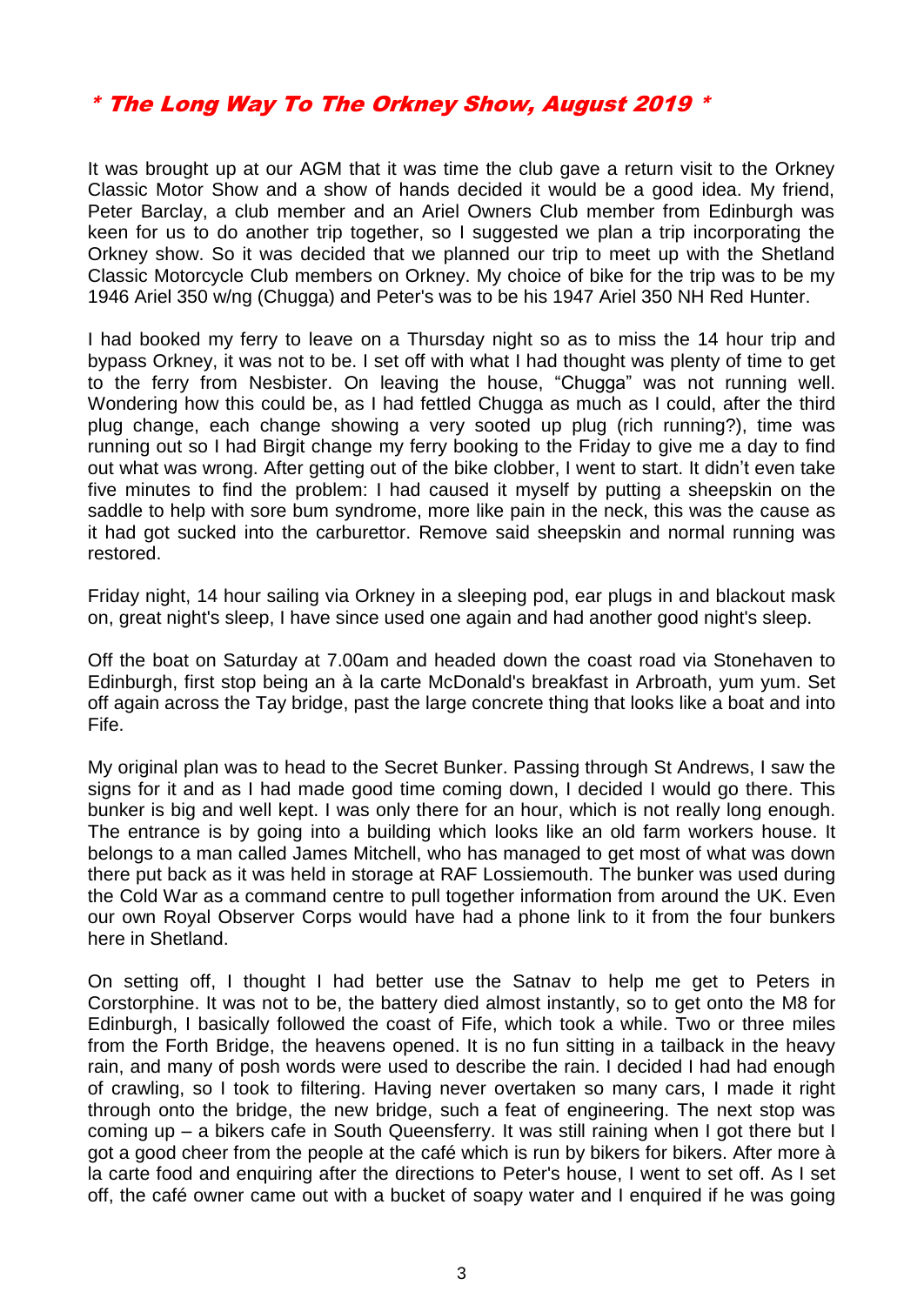# * The Long Way To The Orkney Show, August 2019 *

It was brought up at our AGM that it was time the club gave a return visit to the Orkney Classic Motor Show and a show of hands decided it would be a good idea. My friend, Peter Barclay, a club member and an Ariel Owners Club member from Edinburgh was keen for us to do another trip together, so I suggested we plan a trip incorporating the Orkney show. So it was decided that we planned our trip to meet up with the Shetland Classic Motorcycle Club members on Orkney. My choice of bike for the trip was to be my 1946 Ariel 350 w/ng (Chugga) and Peter's was to be his 1947 Ariel 350 NH Red Hunter.

I had booked my ferry to leave on a Thursday night so as to miss the 14 hour trip and bypass Orkney, it was not to be. I set off with what I had thought was plenty of time to get to the ferry from Nesbister. On leaving the house, "Chugga" was not running well. Wondering how this could be, as I had fettled Chugga as much as I could, after the third plug change, each change showing a very sooted up plug (rich running?), time was running out so I had Birgit change my ferry booking to the Friday to give me a day to find out what was wrong. After getting out of the bike clobber, I went to start. It didn't even take five minutes to find the problem: I had caused it myself by putting a sheepskin on the saddle to help with sore bum syndrome, more like pain in the neck, this was the cause as it had got sucked into the carburettor. Remove said sheepskin and normal running was restored.

Friday night, 14 hour sailing via Orkney in a sleeping pod, ear plugs in and blackout mask on, great night's sleep, I have since used one again and had another good night's sleep.

Off the boat on Saturday at 7.00am and headed down the coast road via Stonehaven to Edinburgh, first stop being an à la carte McDonald's breakfast in Arbroath, yum yum. Set off again across the Tay bridge, past the large concrete thing that looks like a boat and into Fife.

My original plan was to head to the Secret Bunker. Passing through St Andrews, I saw the signs for it and as I had made good time coming down, I decided I would go there. This bunker is big and well kept. I was only there for an hour, which is not really long enough. The entrance is by going into a building which looks like an old farm workers house. It belongs to a man called James Mitchell, who has managed to get most of what was down there put back as it was held in storage at RAF Lossiemouth. The bunker was used during the Cold War as a command centre to pull together information from around the UK. Even our own Royal Observer Corps would have had a phone link to it from the four bunkers here in Shetland.

On setting off, I thought I had better use the Satnav to help me get to Peters in Corstorphine. It was not to be, the battery died almost instantly, so to get onto the M8 for Edinburgh, I basically followed the coast of Fife, which took a while. Two or three miles from the Forth Bridge, the heavens opened. It is no fun sitting in a tailback in the heavy rain, and many of posh words were used to describe the rain. I decided I had had enough of crawling, so I took to filtering. Having never overtaken so many cars, I made it right through onto the bridge, the new bridge, such a feat of engineering. The next stop was coming up – a bikers cafe in South Queensferry. It was still raining when I got there but I got a good cheer from the people at the café which is run by bikers for bikers. After more à la carte food and enquiring after the directions to Peter's house, I went to set off. As I set off, the café owner came out with a bucket of soapy water and I enquired if he was going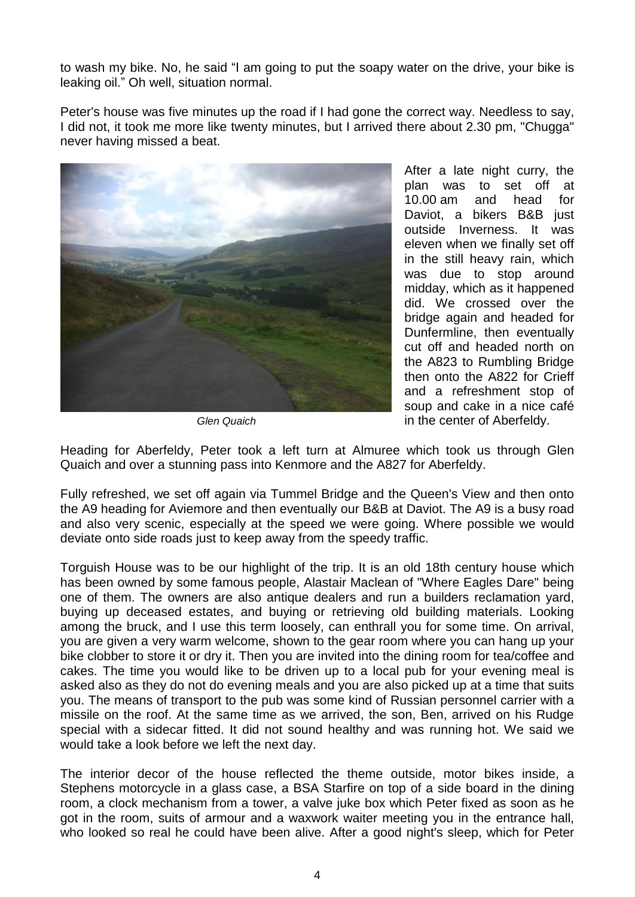to wash my bike. No, he said "I am going to put the soapy water on the drive, your bike is leaking oil." Oh well, situation normal.

Peter's house was five minutes up the road if I had gone the correct way. Needless to say, I did not, it took me more like twenty minutes, but I arrived there about 2.30 pm, "Chugga" never having missed a beat.

*Glen Quaich*

After a late night curry, the plan was to set off at 10.00 am and head for Daviot, a bikers B&B just outside Inverness. It was eleven when we finally set off in the still heavy rain, which was due to stop around midday, which as it happened did. We crossed over the bridge again and headed for Dunfermline, then eventually cut off and headed north on the A823 to Rumbling Bridge then onto the A822 for Crieff and a refreshment stop of soup and cake in a nice café in the center of Aberfeldy.

Heading for Aberfeldy, Peter took a left turn at Almuree which took us through Glen Quaich and over a stunning pass into Kenmore and the A827 for Aberfeldy.

Fully refreshed, we set off again via Tummel Bridge and the Queen's View and then onto the A9 heading for Aviemore and then eventually our B&B at Daviot. The A9 is a busy road and also very scenic, especially at the speed we were going. Where possible we would deviate onto side roads just to keep away from the speedy traffic.

Torguish House was to be our highlight of the trip. It is an old 18th century house which has been owned by some famous people, Alastair Maclean of "Where Eagles Dare" being one of them. The owners are also antique dealers and run a builders reclamation yard, buying up deceased estates, and buying or retrieving old building materials. Looking among the bruck, and I use this term loosely, can enthrall you for some time. On arrival, you are given a very warm welcome, shown to the gear room where you can hang up your bike clobber to store it or dry it. Then you are invited into the dining room for tea/coffee and cakes. The time you would like to be driven up to a local pub for your evening meal is asked also as they do not do evening meals and you are also picked up at a time that suits you. The means of transport to the pub was some kind of Russian personnel carrier with a missile on the roof. At the same time as we arrived, the son, Ben, arrived on his Rudge special with a sidecar fitted. It did not sound healthy and was running hot. We said we would take a look before we left the next day.

The interior decor of the house reflected the theme outside, motor bikes inside, a Stephens motorcycle in a glass case, a BSA Starfire on top of a side board in the dining room, a clock mechanism from a tower, a valve juke box which Peter fixed as soon as he got in the room, suits of armour and a waxwork waiter meeting you in the entrance hall, who looked so real he could have been alive. After a good night's sleep, which for Peter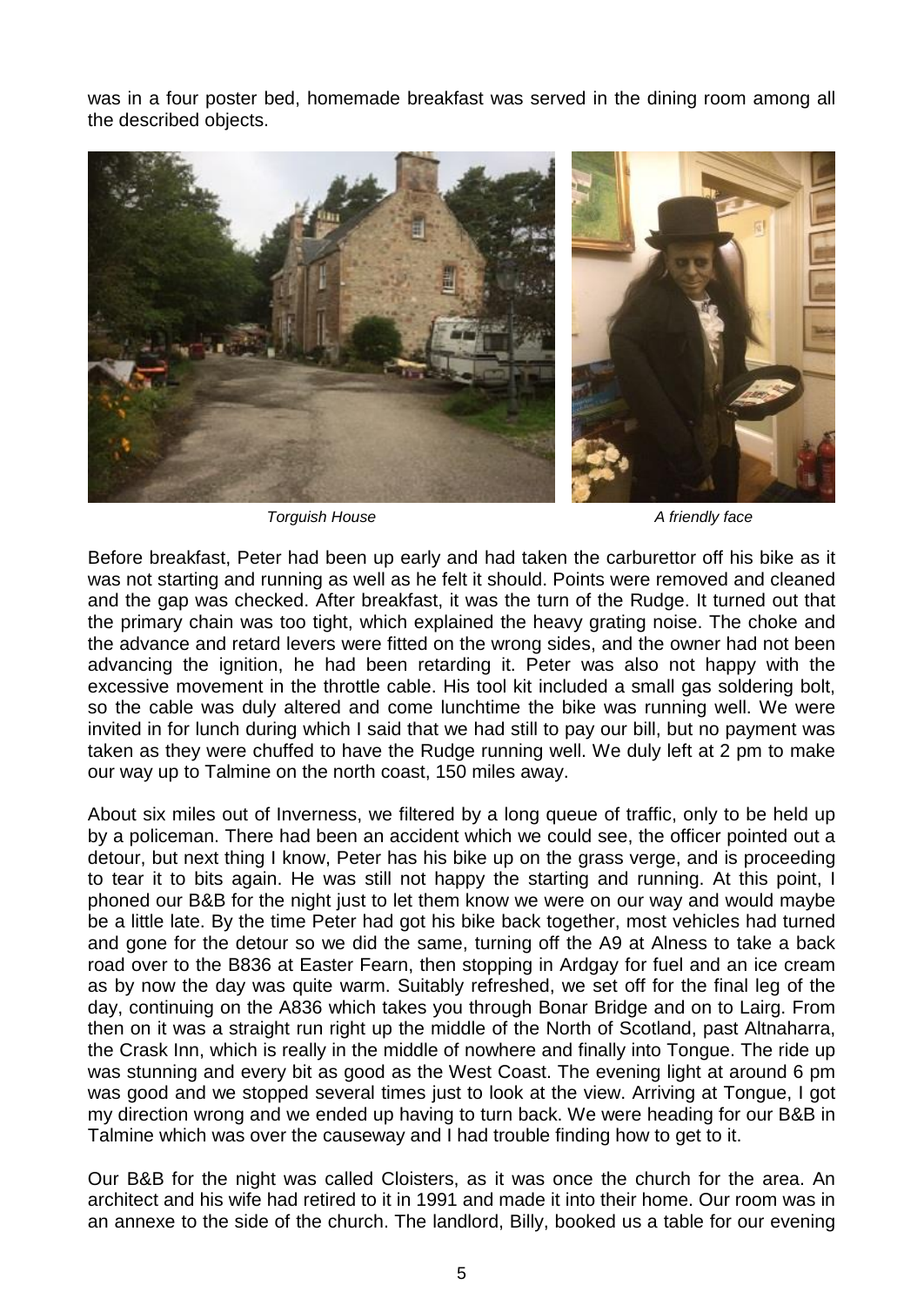was in a four poster bed, homemade breakfast was served in the dining room among all the described objects.

*Torguish House*

*A friendly face*

Before breakfast, Peter had been up early and had taken the carburettor off his bike as it was not starting and running as well as he felt it should. Points were removed and cleaned and the gap was checked. After breakfast, it was the turn of the Rudge. It turned out that the primary chain was too tight, which explained the heavy grating noise. The choke and the advance and retard levers were fitted on the wrong sides, and the owner had not been advancing the ignition, he had been retarding it. Peter was also not happy with the excessive movement in the throttle cable. His tool kit included a small gas soldering bolt, so the cable was duly altered and come lunchtime the bike was running well. We were invited in for lunch during which I said that we had still to pay our bill, but no payment was taken as they were chuffed to have the Rudge running well. We duly left at 2 pm to make our way up to Talmine on the north coast, 150 miles away.

About six miles out of Inverness, we filtered by a long queue of traffic, only to be held up by a policeman. There had been an accident which we could see, the officer pointed out a detour, but next thing I know, Peter has his bike up on the grass verge, and is proceeding to tear it to bits again. He was still not happy the starting and running. At this point, I phoned our B&B for the night just to let them know we were on our way and would maybe be a little late. By the time Peter had got his bike back together, most vehicles had turned and gone for the detour so we did the same, turning off the A9 at Alness to take a back road over to the B836 at Easter Fearn, then stopping in Ardgay for fuel and an ice cream as by now the day was quite warm. Suitably refreshed, we set off for the final leg of the day, continuing on the A836 which takes you through Bonar Bridge and on to Lairg. From then on it was a straight run right up the middle of the North of Scotland, past Altnaharra, the Crask Inn, which is really in the middle of nowhere and finally into Tongue. The ride up was stunning and every bit as good as the West Coast. The evening light at around 6 pm was good and we stopped several times just to look at the view. Arriving at Tongue, I got my direction wrong and we ended up having to turn back. We were heading for our B&B in Talmine which was over the causeway and I had trouble finding how to get to it.

Our B&B for the night was called Cloisters, as it was once the church for the area. An architect and his wife had retired to it in 1991 and made it into their home. Our room was in an annexe to the side of the church. The landlord, Billy, booked us a table for our evening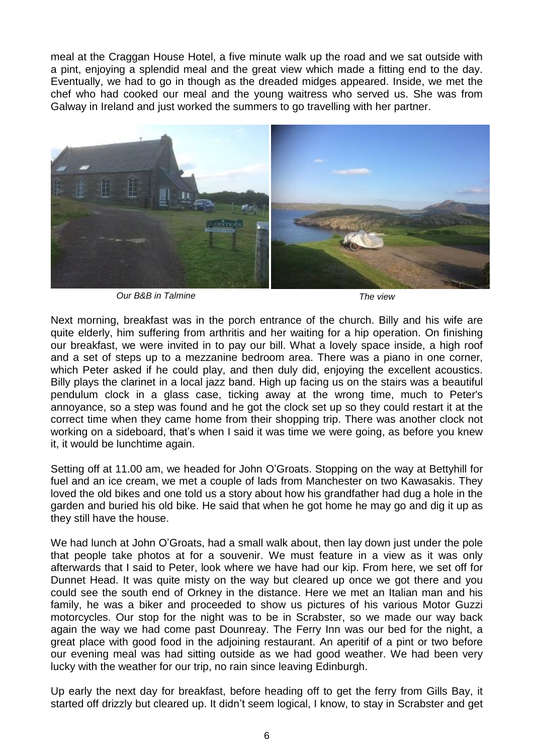meal at the Craggan House Hotel, a five minute walk up the road and we sat outside with a pint, enjoying a splendid meal and the great view which made a fitting end to the day. Eventually, we had to go in though as the dreaded midges appeared. Inside, we met the chef who had cooked our meal and the young waitress who served us. She was from Galway in Ireland and just worked the summers to go travelling with her partner.

*Our B&B in Talmine* *The view*

Next morning, breakfast was in the porch entrance of the church. Billy and his wife are quite elderly, him suffering from arthritis and her waiting for a hip operation. On finishing our breakfast, we were invited in to pay our bill. What a lovely space inside, a high roof and a set of steps up to a mezzanine bedroom area. There was a piano in one corner, which Peter asked if he could play, and then duly did, enjoying the excellent acoustics. Billy plays the clarinet in a local jazz band. High up facing us on the stairs was a beautiful pendulum clock in a glass case, ticking away at the wrong time, much to Peter's annoyance, so a step was found and he got the clock set up so they could restart it at the correct time when they came home from their shopping trip. There was another clock not working on a sideboard, that's when I said it was time we were going, as before you knew it, it would be lunchtime again.

Setting off at 11.00 am, we headed for John O'Groats. Stopping on the way at Bettyhill for fuel and an ice cream, we met a couple of lads from Manchester on two Kawasakis. They loved the old bikes and one told us a story about how his grandfather had dug a hole in the garden and buried his old bike. He said that when he got home he may go and dig it up as they still have the house.

We had lunch at John O'Groats, had a small walk about, then lay down just under the pole that people take photos at for a souvenir. We must feature in a view as it was only afterwards that I said to Peter, look where we have had our kip. From here, we set off for Dunnet Head. It was quite misty on the way but cleared up once we got there and you could see the south end of Orkney in the distance. Here we met an Italian man and his family, he was a biker and proceeded to show us pictures of his various Motor Guzzi motorcycles. Our stop for the night was to be in Scrabster, so we made our way back again the way we had come past Dounreay. The Ferry Inn was our bed for the night, a great place with good food in the adjoining restaurant. An aperitif of a pint or two before our evening meal was had sitting outside as we had good weather. We had been very lucky with the weather for our trip, no rain since leaving Edinburgh.

Up early the next day for breakfast, before heading off to get the ferry from Gills Bay, it started off drizzly but cleared up. It didn't seem logical, I know, to stay in Scrabster and get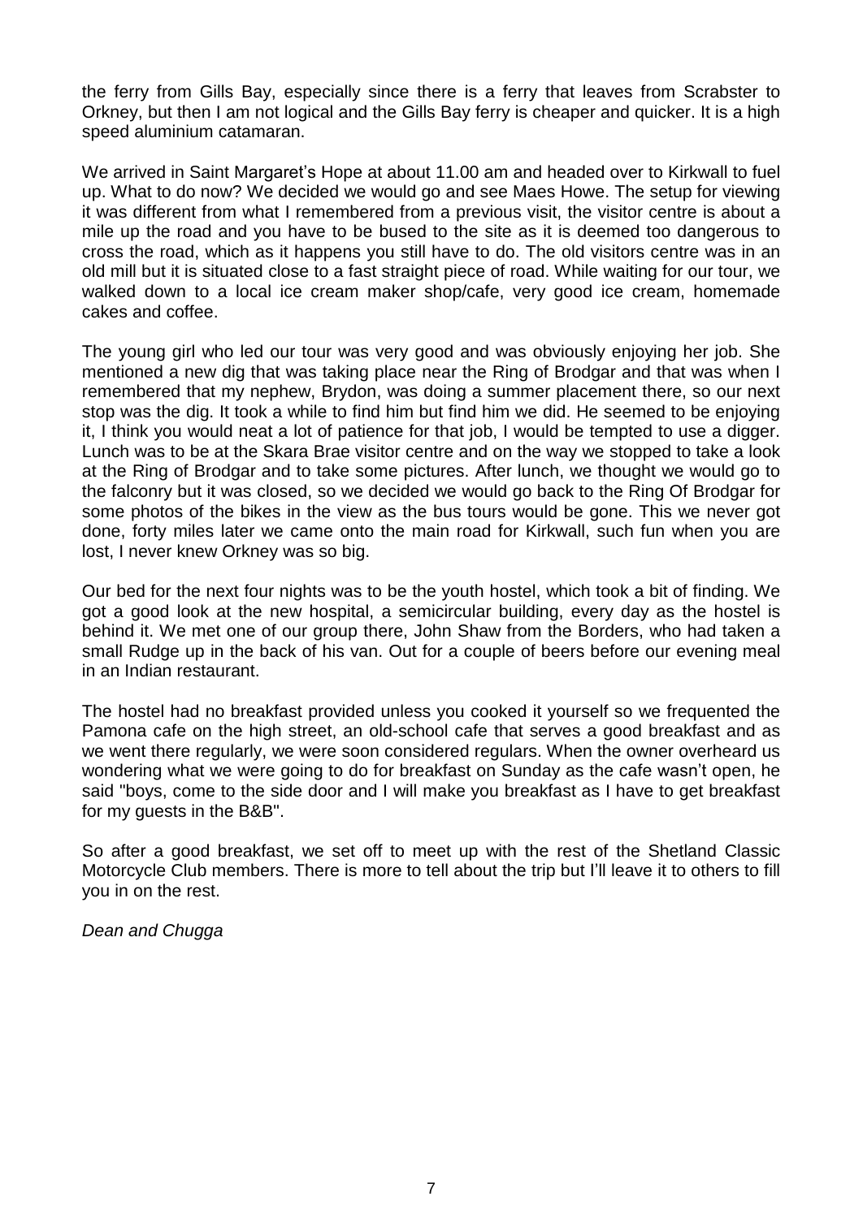the ferry from Gills Bay, especially since there is a ferry that leaves from Scrabster to Orkney, but then I am not logical and the Gills Bay ferry is cheaper and quicker. It is a high speed aluminium catamaran.

We arrived in Saint Margaret's Hope at about 11.00 am and headed over to Kirkwall to fuel up. What to do now? We decided we would go and see Maes Howe. The setup for viewing it was different from what I remembered from a previous visit, the visitor centre is about a mile up the road and you have to be bused to the site as it is deemed too dangerous to cross the road, which as it happens you still have to do. The old visitors centre was in an old mill but it is situated close to a fast straight piece of road. While waiting for our tour, we walked down to a local ice cream maker shop/cafe, very good ice cream, homemade cakes and coffee.

The young girl who led our tour was very good and was obviously enjoying her job. She mentioned a new dig that was taking place near the Ring of Brodgar and that was when I remembered that my nephew, Brydon, was doing a summer placement there, so our next stop was the dig. It took a while to find him but find him we did. He seemed to be enjoying it, I think you would neat a lot of patience for that job, I would be tempted to use a digger. Lunch was to be at the Skara Brae visitor centre and on the way we stopped to take a look at the Ring of Brodgar and to take some pictures. After lunch, we thought we would go to the falconry but it was closed, so we decided we would go back to the Ring Of Brodgar for some photos of the bikes in the view as the bus tours would be gone. This we never got done, forty miles later we came onto the main road for Kirkwall, such fun when you are lost, I never knew Orkney was so big.

Our bed for the next four nights was to be the youth hostel, which took a bit of finding. We got a good look at the new hospital, a semicircular building, every day as the hostel is behind it. We met one of our group there, John Shaw from the Borders, who had taken a small Rudge up in the back of his van. Out for a couple of beers before our evening meal in an Indian restaurant.

The hostel had no breakfast provided unless you cooked it yourself so we frequented the Pamona cafe on the high street, an old-school cafe that serves a good breakfast and as we went there regularly, we were soon considered regulars. When the owner overheard us wondering what we were going to do for breakfast on Sunday as the cafe wasn't open, he said "boys, come to the side door and I will make you breakfast as I have to get breakfast for my guests in the B&B".

So after a good breakfast, we set off to meet up with the rest of the Shetland Classic Motorcycle Club members. There is more to tell about the trip but I'll leave it to others to fill you in on the rest.

*Dean and Chugga*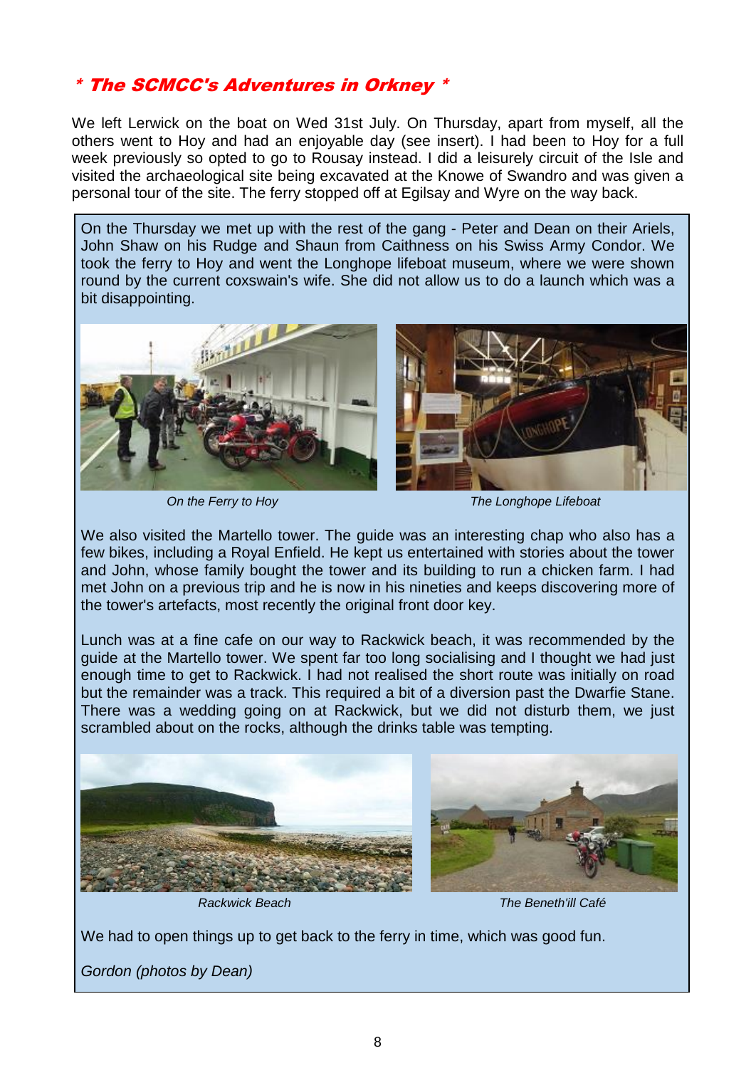## * The SCMCC's Adventures in Orkney *

We left Lerwick on the boat on Wed 31st July. On Thursday, apart from myself, all the others went to Hoy and had an enjoyable day (see insert). I had been to Hoy for a full week previously so opted to go to Rousay instead. I did a leisurely circuit of the Isle and visited the archaeological site being excavated at the Knowe of Swandro and was given a personal tour of the site. The ferry stopped off at Egilsay and Wyre on the way back.

On the Thursday we met up with the rest of the gang - Peter and Dean on their Ariels, John Shaw on his Rudge and Shaun from Caithness on his Swiss Army Condor. We took the ferry to Hoy and went the Longhope lifeboat museum, where we were shown round by the current coxswain's wife. She did not allow us to do a launch which was a bit disappointing.

*On the Ferry to Hoy*

*The Longhope Lifeboat*

We also visited the Martello tower. The guide was an interesting chap who also has a few bikes, including a Royal Enfield. He kept us entertained with stories about the tower and John, whose family bought the tower and its building to run a chicken farm. I had met John on a previous trip and he is now in his nineties and keeps discovering more of the tower's artefacts, most recently the original front door key.

Lunch was at a fine cafe on our way to Rackwick beach, it was recommended by the guide at the Martello tower. We spent far too long socialising and I thought we had just enough time to get to Rackwick. I had not realised the short route was initially on road but the remainder was a track. This required a bit of a diversion past the Dwarfie Stane. There was a wedding going on at Rackwick, but we did not disturb them, we just scrambled about on the rocks, although the drinks table was tempting.

*Rackwick Beach*

*The Beneth'ill Café*

We had to open things up to get back to the ferry in time, which was good fun.

*Gordon (photos by Dean)*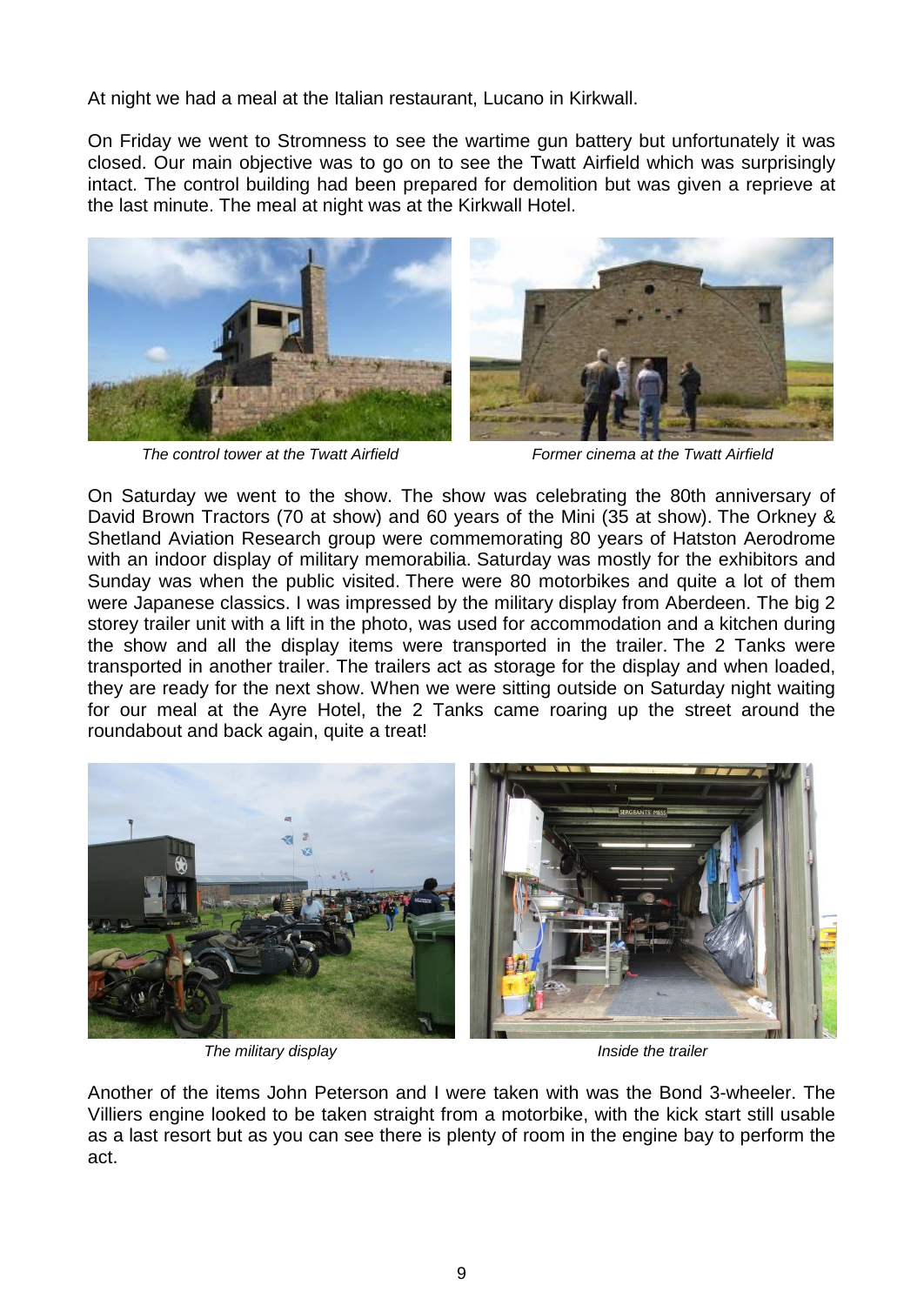At night we had a meal at the Italian restaurant, Lucano in Kirkwall.

On Friday we went to Stromness to see the wartime gun battery but unfortunately it was closed. Our main objective was to go on to see the Twatt Airfield which was surprisingly intact. The control building had been prepared for demolition but was given a reprieve at the last minute. The meal at night was at the Kirkwall Hotel.

*The control tower at the Twatt Airfield*

*Former cinema at the Twatt Airfield*

On Saturday we went to the show. The show was celebrating the 80th anniversary of David Brown Tractors (70 at show) and 60 years of the Mini (35 at show). The Orkney & Shetland Aviation Research group were commemorating 80 years of Hatston Aerodrome with an indoor display of military memorabilia. Saturday was mostly for the exhibitors and Sunday was when the public visited. There were 80 motorbikes and quite a lot of them were Japanese classics. I was impressed by the military display from Aberdeen. The big 2 storey trailer unit with a lift in the photo, was used for accommodation and a kitchen during the show and all the display items were transported in the trailer. The 2 Tanks were transported in another trailer. The trailers act as storage for the display and when loaded, they are ready for the next show. When we were sitting outside on Saturday night waiting for our meal at the Ayre Hotel, the 2 Tanks came roaring up the street around the roundabout and back again, quite a treat!

*The military display*

*Inside the trailer*

Another of the items John Peterson and I were taken with was the Bond 3-wheeler. The Villiers engine looked to be taken straight from a motorbike, with the kick start still usable as a last resort but as you can see there is plenty of room in the engine bay to perform the act.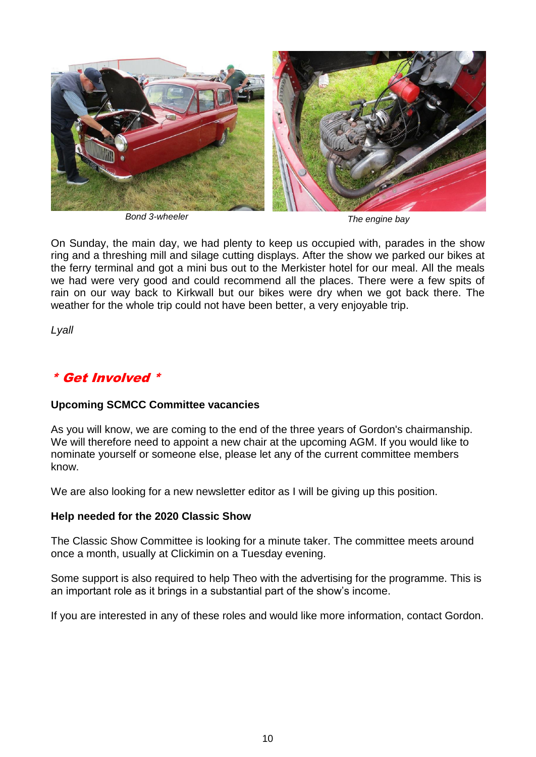*Bond 3-wheeler*

*The engine bay*

On Sunday, the main day, we had plenty to keep us occupied with, parades in the show ring and a threshing mill and silage cutting displays. After the show we parked our bikes at the ferry terminal and got a mini bus out to the Merkister hotel for our meal. All the meals we had were very good and could recommend all the places. There were a few spits of rain on our way back to Kirkwall but our bikes were dry when we got back there. The weather for the whole trip could not have been better, a very enjoyable trip.

*Lyall*

## * Get Involved *

### Upcoming SCMCC Committee vacancies

As you will know, we are coming to the end of the three years of Gordon's chairmanship. We will therefore need to appoint a new chair at the upcoming AGM. If you would like to nominate yourself or someone else, please let any of the current committee members know.

We are also looking for a new newsletter editor as I will be giving up this position.

### Help needed for the 2020 Classic Show

The Classic Show Committee is looking for a minute taker. The committee meets around once a month, usually at Clickimin on a Tuesday evening.

Some support is also required to help Theo with the advertising for the programme. This is an important role as it brings in a substantial part of the show's income.

If you are interested in any of these roles and would like more information, contact Gordon.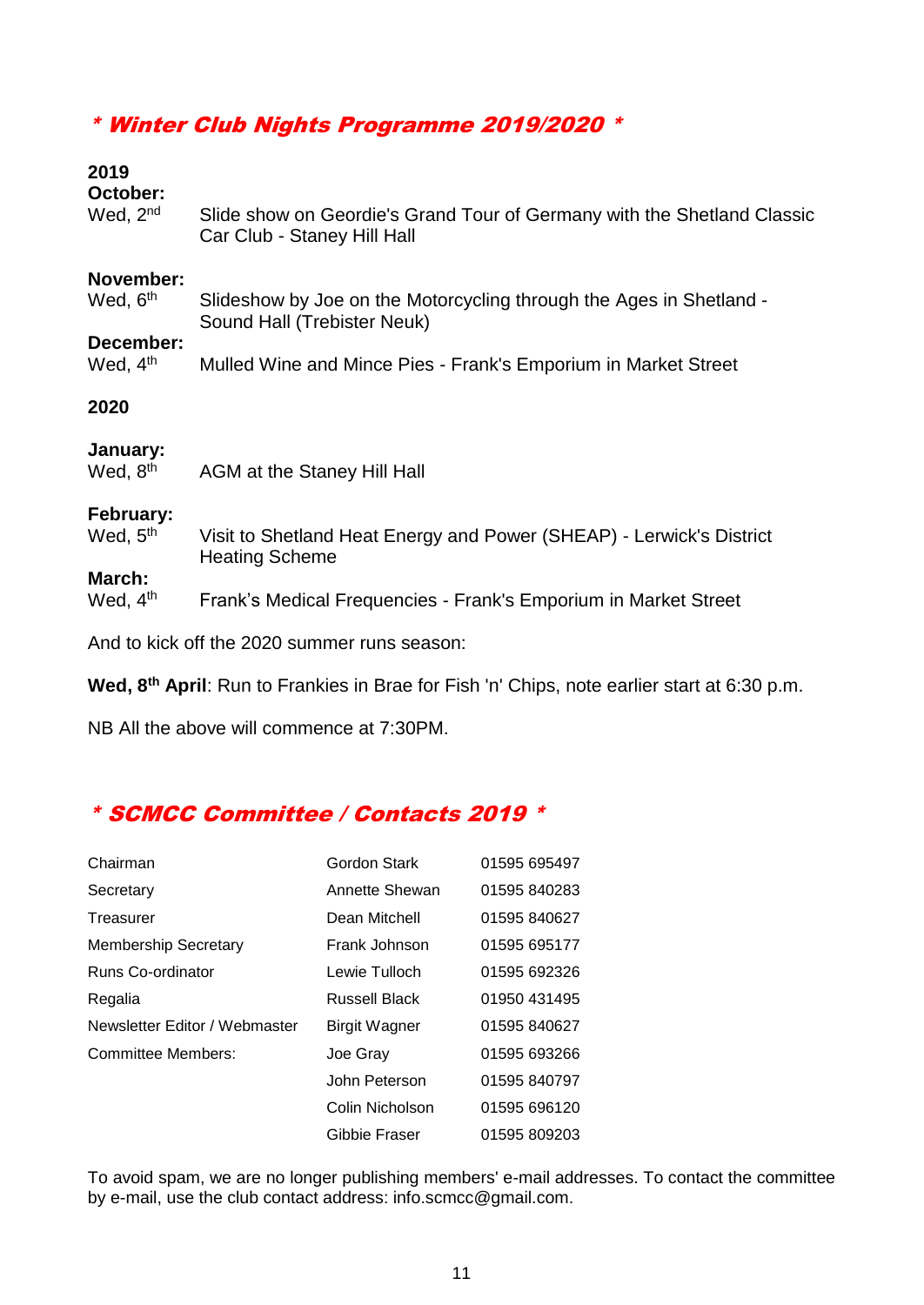## * Winter Club Nights Programme 2019/2020 *

**2019**

**October:**
Wed, 2nd Slide show on Geordie's Grand Tour of Germany with the Shetland Classic Car Club - Staney Hill Hall

**November:**
Wed, 6th Slideshow by Joe on the Motorcycling through the Ages in Shetland - Sound Hall (Trebister Neuk)

**December:**
Wed, 4th Mulled Wine and Mince Pies - Frank's Emporium in Market Street

**2020**

**January:**
Wed, 8th AGM at the Staney Hill Hall

**February:**
Wed, 5th Visit to Shetland Heat Energy and Power (SHEAP) - Lerwick's District Heating Scheme

**March:**
Wed, 4th Frank's Medical Frequencies - Frank's Emporium in Market Street

And to kick off the 2020 summer runs season:

**Wed, 8th April**: Run to Frankies in Brae for Fish 'n' Chips, note earlier start at 6:30 p.m.

NB All the above will commence at 7:30PM.

## * SCMCC Committee / Contacts 2019 *

| | | |
|---|---|---|
| Chairman | Gordon Stark | 01595 695497 |
| Secretary | Annette Shewan | 01595 840283 |
| Treasurer | Dean Mitchell | 01595 840627 |
| Membership Secretary | Frank Johnson | 01595 695177 |
| Runs Co-ordinator | Lewie Tulloch | 01595 692326 |
| Regalia | Russell Black | 01950 431495 |
| Newsletter Editor / Webmaster | Birgit Wagner | 01595 840627 |
| Committee Members: | Joe Gray | 01595 693266 |
| | John Peterson | 01595 840797 |
| | Colin Nicholson | 01595 696120 |
| | Gibbie Fraser | 01595 809203 |

To avoid spam, we are no longer publishing members' e-mail addresses. To contact the committee by e-mail, use the club contact address: info.scmcc@gmail.com.